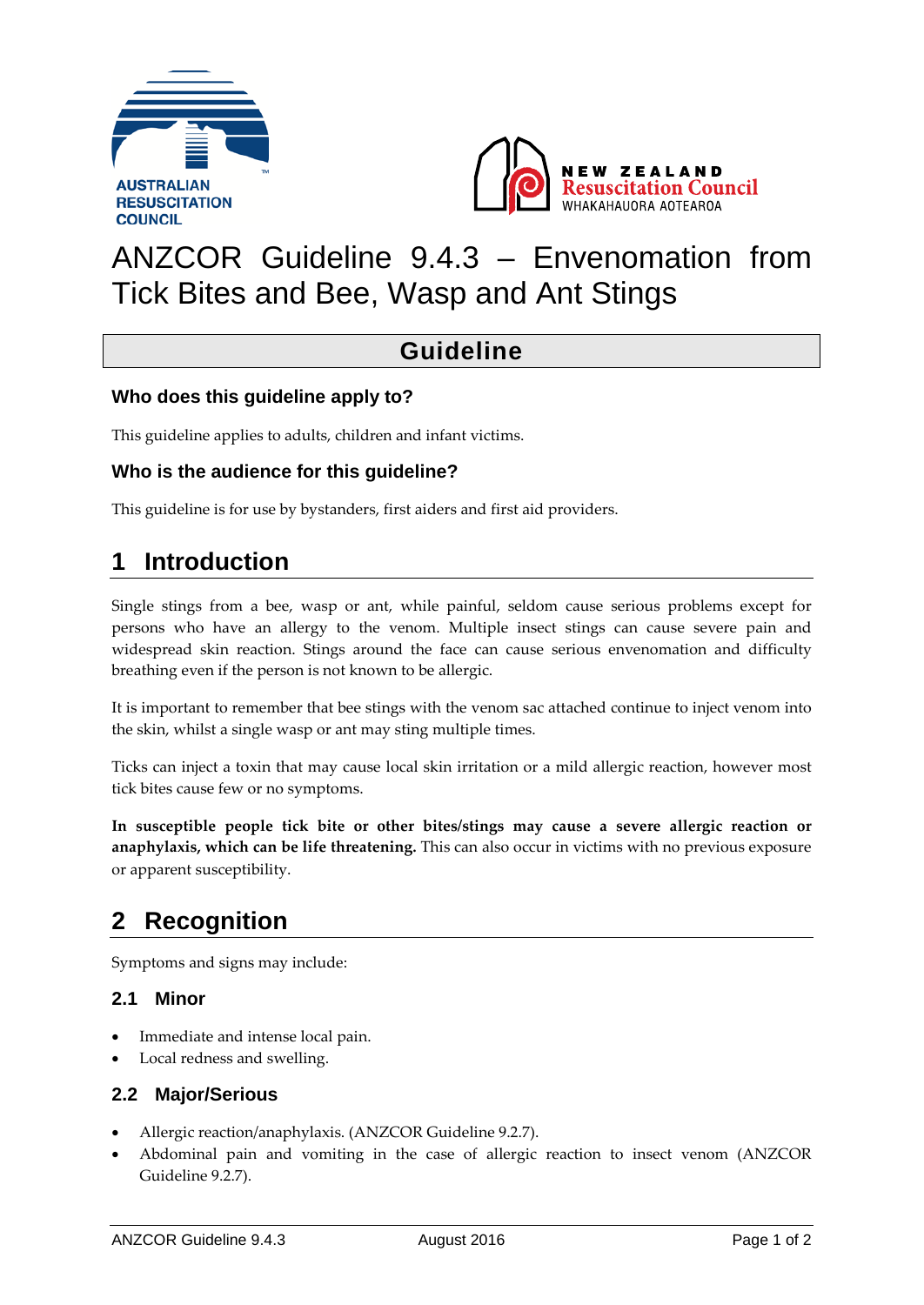# ANZCOR Guideline 9.4.3 – Envenomation from Tick Bites and Bee, Wasp and Ant Stings

## Guideline

### Who does this guideline apply to?

This guideline applies to adults, children and infant victims.

### Who is the audience for this guideline?

This guideline is for use by bystanders, first aiders and first aid providers.

## 1 Introduction

Single stings from a bee, wasp or ant, while painful, seldom cause serious problems except for persons who have an allergy to the venom. Multiple insect stings can cause severe pain and widespread skin reaction. Stings around the face can cause serious envenomation and difficulty breathing even if the person is not known to be allergic.

It is important to remember that bee stings with the venom sac attached continue to inject venom into the skin, whilst a single wasp or ant may sting multiple times.

Ticks can inject a toxin that may cause local skin irritation or a mild allergic reaction, however most tick bites cause few or no symptoms.

**In susceptible people tick bite or other bites/stings may cause a severe allergic reaction or anaphylaxis, which can be life threatening.** This can also occur in victims with no previous exposure or apparent susceptibility.

## 2 Recognition

Symptoms and signs may include:

### 2.1 Minor

- Immediate and intense local pain.
- Local redness and swelling.

### 2.2 Major/Serious

- Allergic reaction/anaphylaxis. (ANZCOR Guideline 9.2.7).
- Abdominal pain and vomiting in the case of allergic reaction to insect venom (ANZCOR Guideline 9.2.7).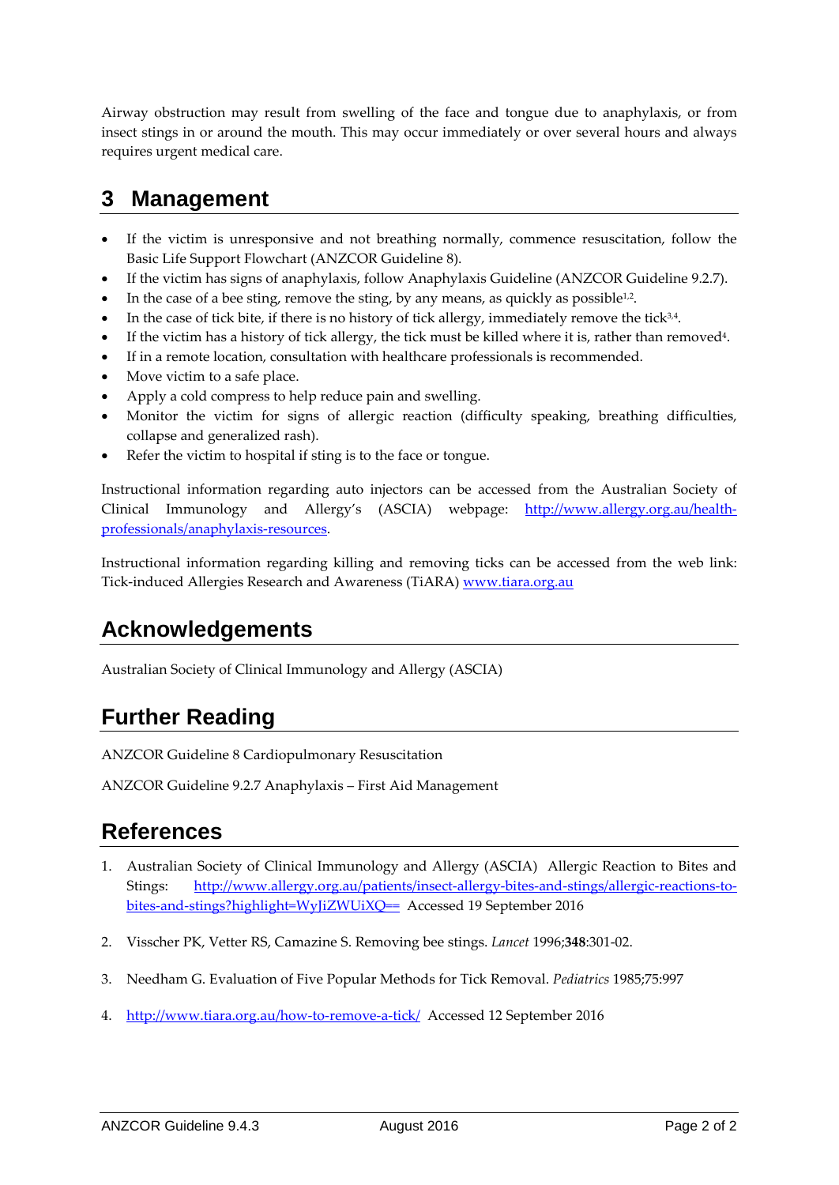Airway obstruction may result from swelling of the face and tongue due to anaphylaxis, or from insect stings in or around the mouth. This may occur immediately or over several hours and always requires urgent medical care.

## 3 Management

- If the victim is unresponsive and not breathing normally, commence resuscitation, follow the Basic Life Support Flowchart (ANZCOR Guideline 8).
- If the victim has signs of anaphylaxis, follow Anaphylaxis Guideline (ANZCOR Guideline 9.2.7).
- In the case of a bee sting, remove the sting, by any means, as quickly as possible[1,2].
- In the case of tick bite, if there is no history of tick allergy, immediately remove the tick[3,4].
- If the victim has a history of tick allergy, the tick must be killed where it is, rather than removed[4].
- If in a remote location, consultation with healthcare professionals is recommended.
- Move victim to a safe place.
- Apply a cold compress to help reduce pain and swelling.
- Monitor the victim for signs of allergic reaction (difficulty speaking, breathing difficulties, collapse and generalized rash).
- Refer the victim to hospital if sting is to the face or tongue.

Instructional information regarding auto injectors can be accessed from the Australian Society of Clinical Immunology and Allergy's (ASCIA) webpage: http://www.allergy.org.au/health-professionals/anaphylaxis-resources.

Instructional information regarding killing and removing ticks can be accessed from the web link: Tick-induced Allergies Research and Awareness (TiARA) www.tiara.org.au

## Acknowledgements

Australian Society of Clinical Immunology and Allergy (ASCIA)

## Further Reading

ANZCOR Guideline 8 Cardiopulmonary Resuscitation

ANZCOR Guideline 9.2.7 Anaphylaxis – First Aid Management

## References

1. Australian Society of Clinical Immunology and Allergy (ASCIA) Allergic Reaction to Bites and Stings: http://www.allergy.org.au/patients/insect-allergy-bites-and-stings/allergic-reactions-to-bites-and-stings?highlight=WyJiZWUiXQ== Accessed 19 September 2016

2. Visscher PK, Vetter RS, Camazine S. Removing bee stings. *Lancet* 1996;**348**:301-02.

3. Needham G. Evaluation of Five Popular Methods for Tick Removal. *Pediatrics* 1985;75:997

4. http://www.tiara.org.au/how-to-remove-a-tick/ Accessed 12 September 2016